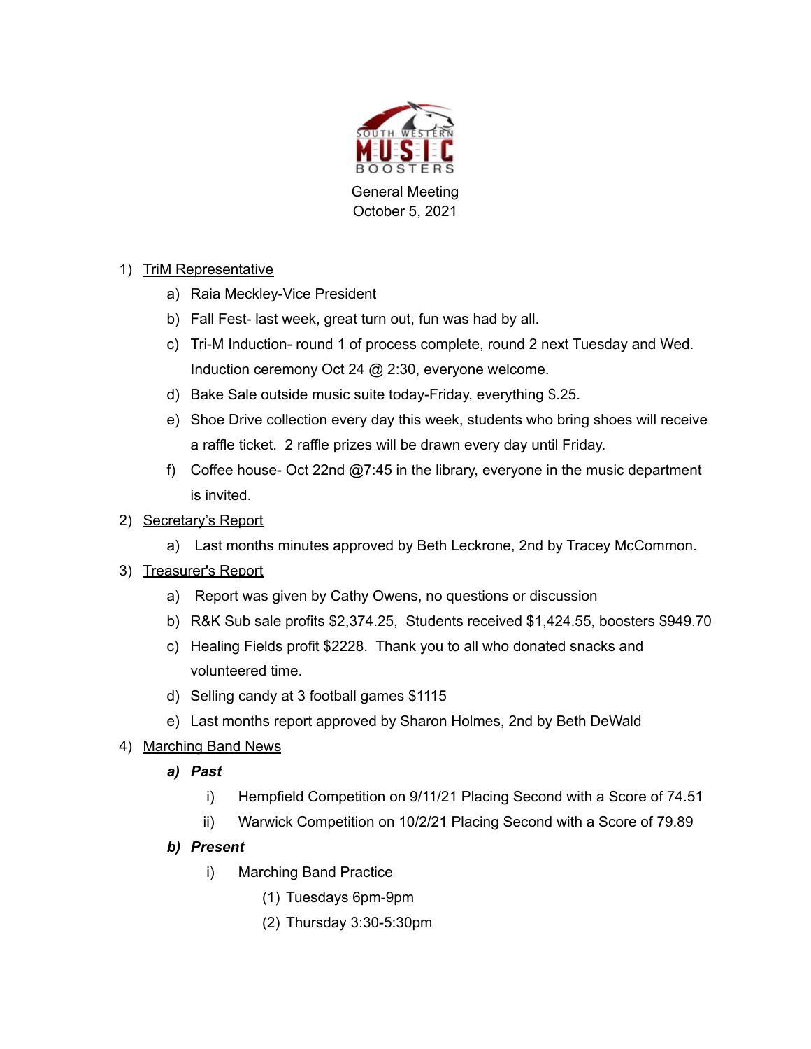SOUTH WESTERN MUSIC BOOSTERS

General Meeting
October 5, 2021

1) TriM Representative
    a) Raia Meckley-Vice President
    b) Fall Fest- last week, great turn out, fun was had by all.
    c) Tri-M Induction- round 1 of process complete, round 2 next Tuesday and Wed. Induction ceremony Oct 24 @ 2:30, everyone welcome.
    d) Bake Sale outside music suite today-Friday, everything $.25.
    e) Shoe Drive collection every day this week, students who bring shoes will receive a raffle ticket. 2 raffle prizes will be drawn every day until Friday.
    f) Coffee house- Oct 22nd @7:45 in the library, everyone in the music department is invited.
2) Secretary's Report
    a) Last months minutes approved by Beth Leckrone, 2nd by Tracey McCommon.
3) Treasurer's Report
    a) Report was given by Cathy Owens, no questions or discussion
    b) R&K Sub sale profits $2,374.25, Students received $1,424.55, boosters $949.70
    c) Healing Fields profit $2228. Thank you to all who donated snacks and volunteered time.
    d) Selling candy at 3 football games $1115
    e) Last months report approved by Sharon Holmes, 2nd by Beth DeWald
4) Marching Band News
    a) ***Past***
        i) Hempfield Competition on 9/11/21 Placing Second with a Score of 74.51
        ii) Warwick Competition on 10/2/21 Placing Second with a Score of 79.89
    b) ***Present***
        i) Marching Band Practice
            (1) Tuesdays 6pm-9pm
            (2) Thursday 3:30-5:30pm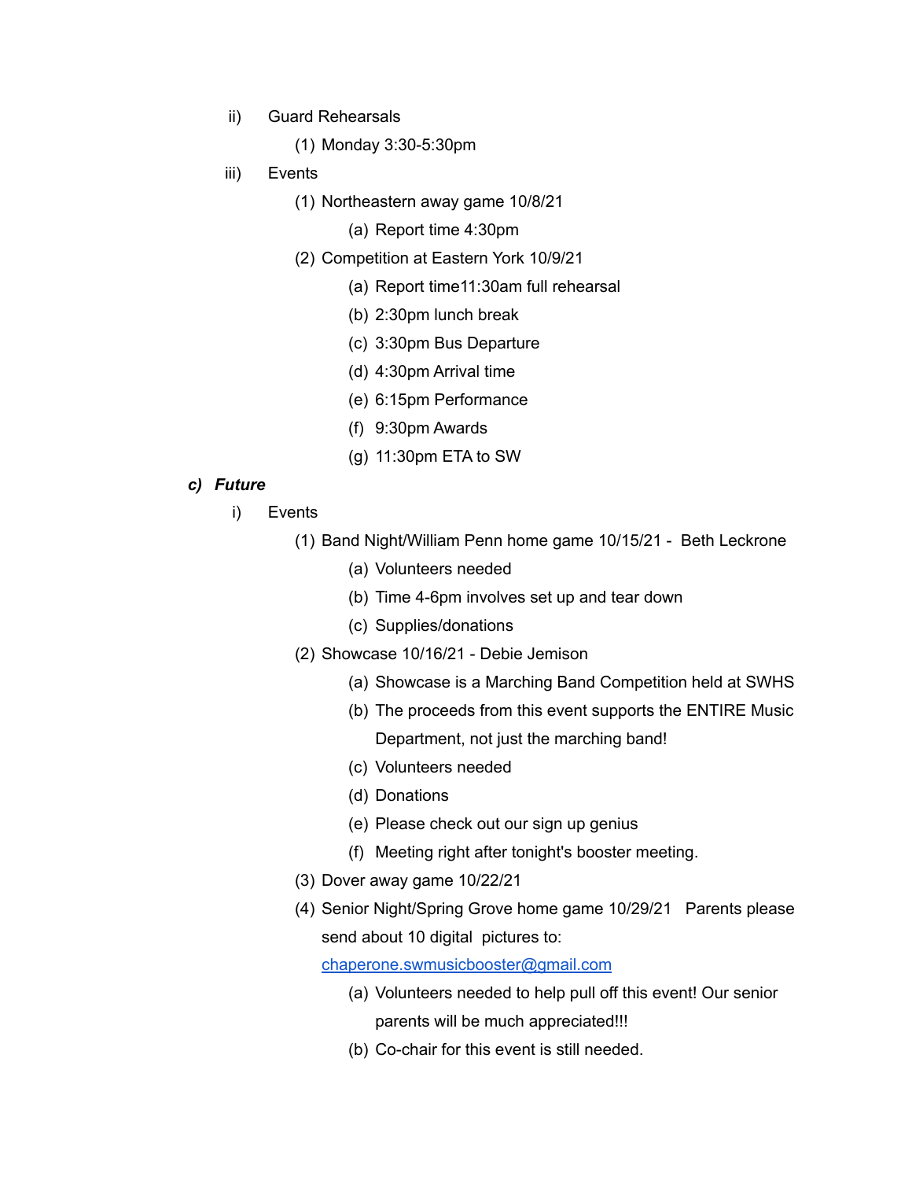- ii) Guard Rehearsals
  - (1) Monday 3:30-5:30pm
- iii) Events
  - (1) Northeastern away game 10/8/21
    - (a) Report time 4:30pm
  - (2) Competition at Eastern York 10/9/21
    - (a) Report time11:30am full rehearsal
    - (b) 2:30pm lunch break
    - (c) 3:30pm Bus Departure
    - (d) 4:30pm Arrival time
    - (e) 6:15pm Performance
    - (f) 9:30pm Awards
    - (g) 11:30pm ETA to SW

c) ***Future***

- i) Events
  - (1) Band Night/William Penn home game 10/15/21 - Beth Leckrone
    - (a) Volunteers needed
    - (b) Time 4-6pm involves set up and tear down
    - (c) Supplies/donations
  - (2) Showcase 10/16/21 - Debie Jemison
    - (a) Showcase is a Marching Band Competition held at SWHS
    - (b) The proceeds from this event supports the ENTIRE Music Department, not just the marching band!
    - (c) Volunteers needed
    - (d) Donations
    - (e) Please check out our sign up genius
    - (f) Meeting right after tonight's booster meeting.
  - (3) Dover away game 10/22/21
  - (4) Senior Night/Spring Grove home game 10/29/21 Parents please send about 10 digital pictures to: chaperone.swmusicbooster@gmail.com
    - (a) Volunteers needed to help pull off this event! Our senior parents will be much appreciated!!!
    - (b) Co-chair for this event is still needed.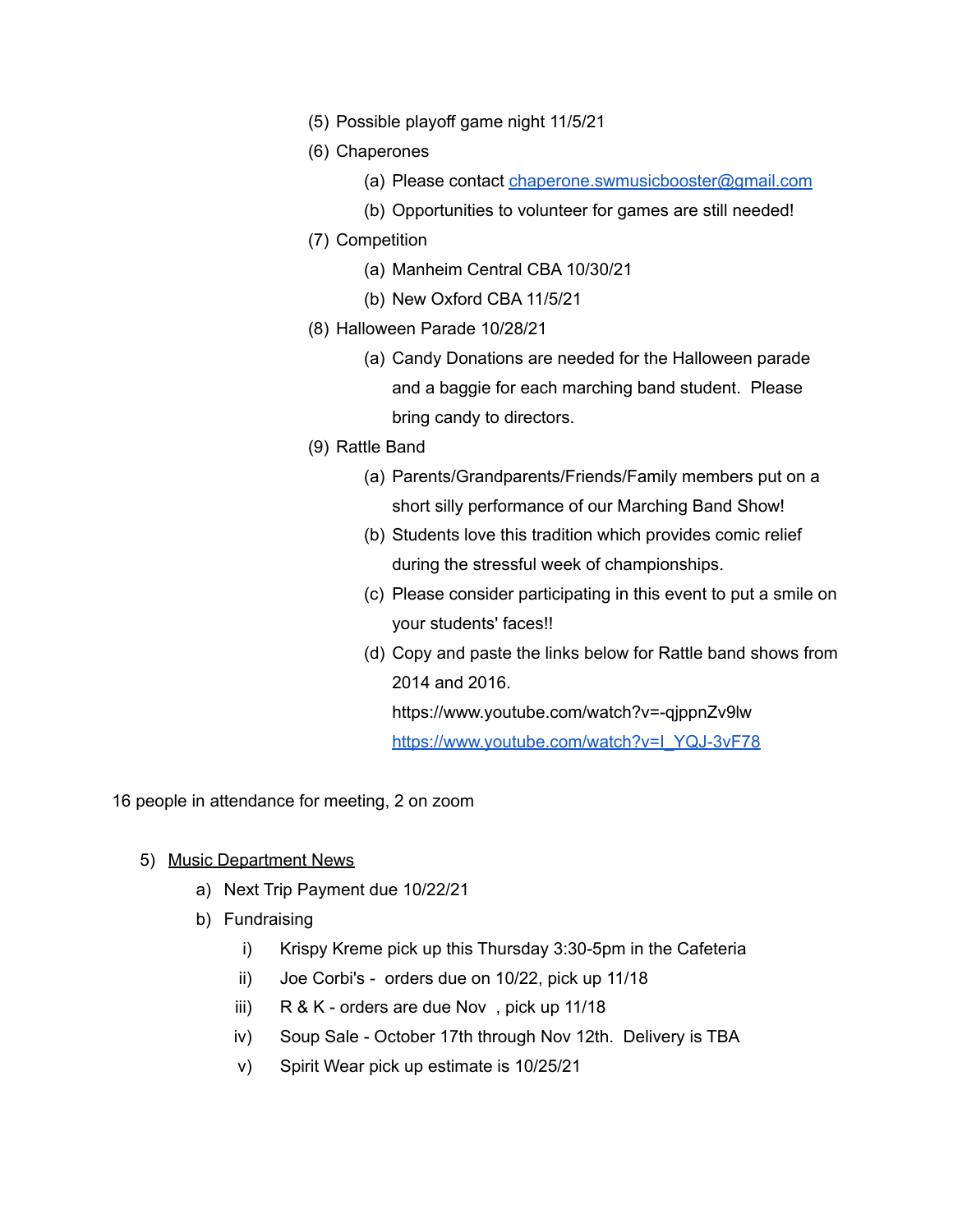(5) Possible playoff game night 11/5/21

(6) Chaperones

  (a) Please contact [chaperone.swmusicbooster@gmail.com](mailto:chaperone.swmusicbooster@gmail.com)

  (b) Opportunities to volunteer for games are still needed!

(7) Competition

  (a) Manheim Central CBA 10/30/21

  (b) New Oxford CBA 11/5/21

(8) Halloween Parade 10/28/21

  (a) Candy Donations are needed for the Halloween parade and a baggie for each marching band student. Please bring candy to directors.

(9) Rattle Band

  (a) Parents/Grandparents/Friends/Family members put on a short silly performance of our Marching Band Show!

  (b) Students love this tradition which provides comic relief during the stressful week of championships.

  (c) Please consider participating in this event to put a smile on your students' faces!!

  (d) Copy and paste the links below for Rattle band shows from 2014 and 2016.
  https://www.youtube.com/watch?v=-qjppnZv9lw
  [https://www.youtube.com/watch?v=I_YQJ-3vF78](https://www.youtube.com/watch?v=I_YQJ-3vF78)

16 people in attendance for meeting, 2 on zoom

5) <u>Music Department News</u>
   a) Next Trip Payment due 10/22/21
   b) Fundraising
      i) Krispy Kreme pick up this Thursday 3:30-5pm in the Cafeteria
      ii) Joe Corbi's - orders due on 10/22, pick up 11/18
      iii) R & K - orders are due Nov , pick up 11/18
      iv) Soup Sale - October 17th through Nov 12th. Delivery is TBA
      v) Spirit Wear pick up estimate is 10/25/21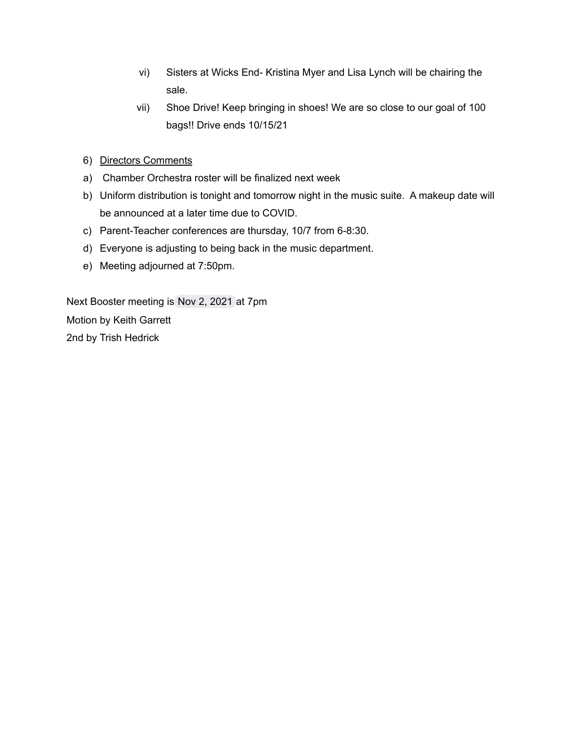vi) Sisters at Wicks End- Kristina Myer and Lisa Lynch will be chairing the sale.

vii) Shoe Drive! Keep bringing in shoes! We are so close to our goal of 100 bags!! Drive ends 10/15/21

6) <u>Directors Comments</u>

a) Chamber Orchestra roster will be finalized next week

b) Uniform distribution is tonight and tomorrow night in the music suite. A makeup date will be announced at a later time due to COVID.

c) Parent-Teacher conferences are thursday, 10/7 from 6-8:30.

d) Everyone is adjusting to being back in the music department.

e) Meeting adjourned at 7:50pm.

Next Booster meeting is Nov 2, 2021 at 7pm

Motion by Keith Garrett

2nd by Trish Hedrick